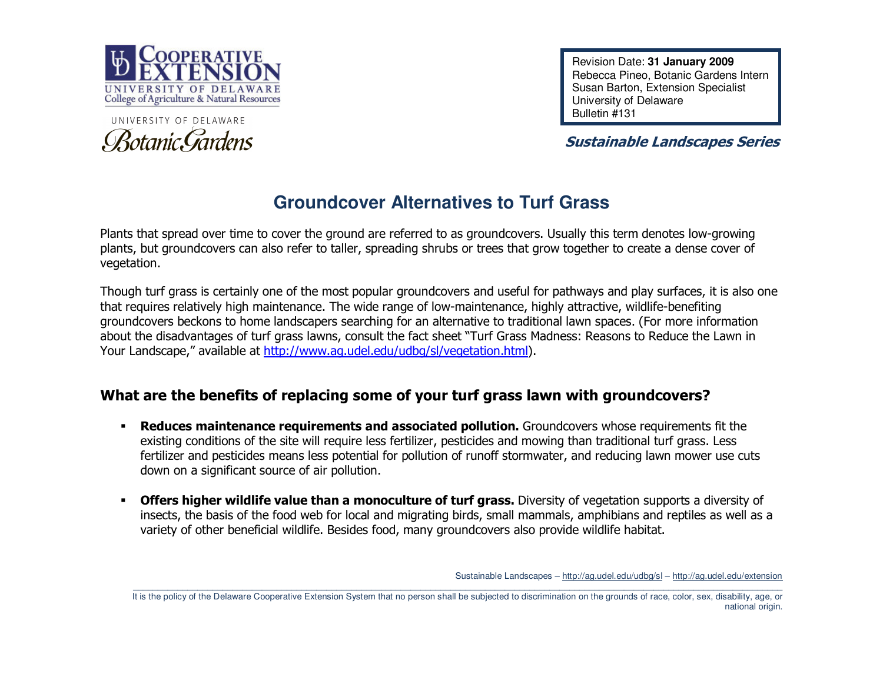Revision Date: **31 January 2009**
Rebecca Pineo, Botanic Gardens Intern
Susan Barton, Extension Specialist
University of Delaware
Bulletin #131

***Sustainable Landscapes Series***

# Groundcover Alternatives to Turf Grass

Plants that spread over time to cover the ground are referred to as groundcovers. Usually this term denotes low-growing plants, but groundcovers can also refer to taller, spreading shrubs or trees that grow together to create a dense cover of vegetation.

Though turf grass is certainly one of the most popular groundcovers and useful for pathways and play surfaces, it is also one that requires relatively high maintenance. The wide range of low-maintenance, highly attractive, wildlife-benefiting groundcovers beckons to home landscapers searching for an alternative to traditional lawn spaces. (For more information about the disadvantages of turf grass lawns, consult the fact sheet "Turf Grass Madness: Reasons to Reduce the Lawn in Your Landscape," available at http://www.ag.udel.edu/udbg/sl/vegetation.html).

## What are the benefits of replacing some of your turf grass lawn with groundcovers?

- **Reduces maintenance requirements and associated pollution.** Groundcovers whose requirements fit the existing conditions of the site will require less fertilizer, pesticides and mowing than traditional turf grass. Less fertilizer and pesticides means less potential for pollution of runoff stormwater, and reducing lawn mower use cuts down on a significant source of air pollution.

- **Offers higher wildlife value than a monoculture of turf grass.** Diversity of vegetation supports a diversity of insects, the basis of the food web for local and migrating birds, small mammals, amphibians and reptiles as well as a variety of other beneficial wildlife. Besides food, many groundcovers also provide wildlife habitat.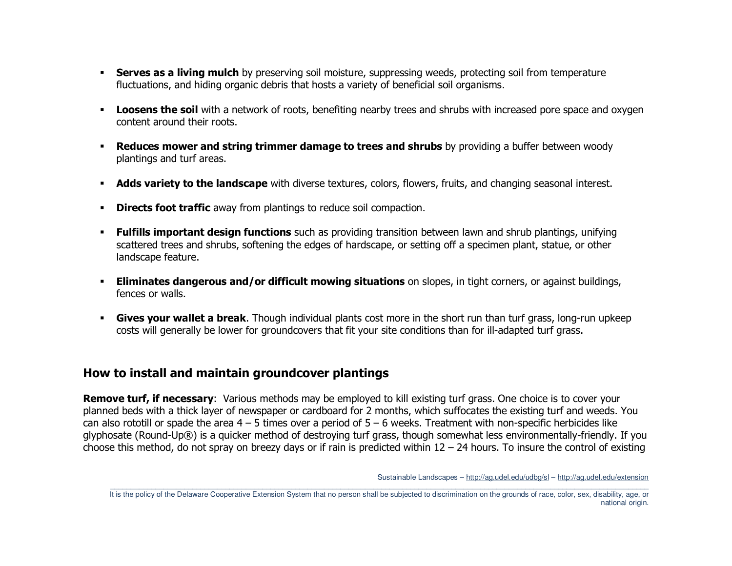- **Serves as a living mulch** by preserving soil moisture, suppressing weeds, protecting soil from temperature fluctuations, and hiding organic debris that hosts a variety of beneficial soil organisms.

- **Loosens the soil** with a network of roots, benefiting nearby trees and shrubs with increased pore space and oxygen content around their roots.

- **Reduces mower and string trimmer damage to trees and shrubs** by providing a buffer between woody plantings and turf areas.

- **Adds variety to the landscape** with diverse textures, colors, flowers, fruits, and changing seasonal interest.

- **Directs foot traffic** away from plantings to reduce soil compaction.

- **Fulfills important design functions** such as providing transition between lawn and shrub plantings, unifying scattered trees and shrubs, softening the edges of hardscape, or setting off a specimen plant, statue, or other landscape feature.

- **Eliminates dangerous and/or difficult mowing situations** on slopes, in tight corners, or against buildings, fences or walls.

- **Gives your wallet a break**. Though individual plants cost more in the short run than turf grass, long-run upkeep costs will generally be lower for groundcovers that fit your site conditions than for ill-adapted turf grass.

## How to install and maintain groundcover plantings

**Remove turf, if necessary**: Various methods may be employed to kill existing turf grass. One choice is to cover your planned beds with a thick layer of newspaper or cardboard for 2 months, which suffocates the existing turf and weeds. You can also rototill or spade the area 4 – 5 times over a period of 5 – 6 weeks. Treatment with non-specific herbicides like glyphosate (Round-Up®) is a quicker method of destroying turf grass, though somewhat less environmentally-friendly. If you choose this method, do not spray on breezy days or if rain is predicted within 12 – 24 hours. To insure the control of existing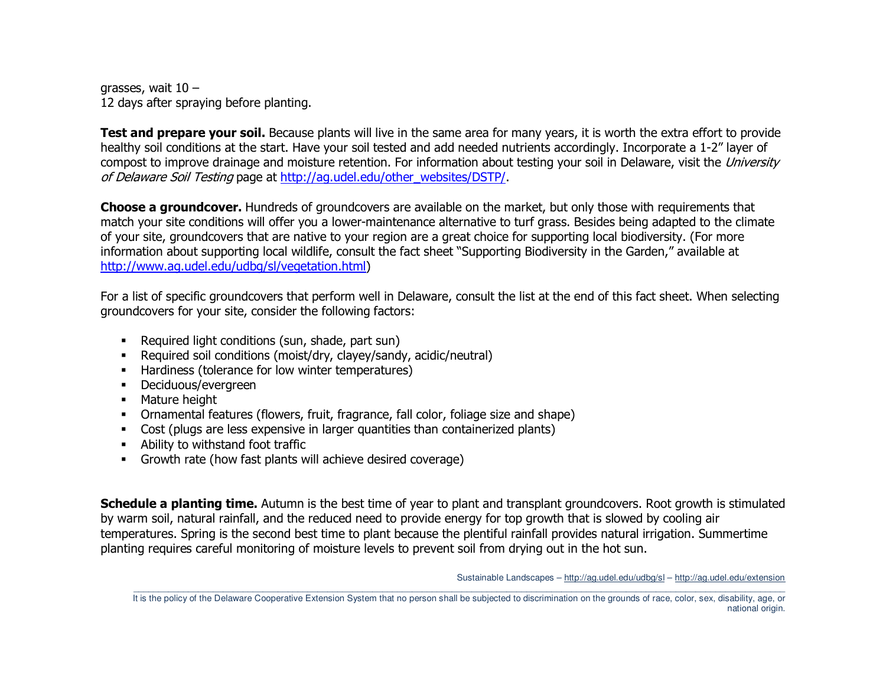grasses, wait 10 –
12 days after spraying before planting.

**Test and prepare your soil.** Because plants will live in the same area for many years, it is worth the extra effort to provide healthy soil conditions at the start. Have your soil tested and add needed nutrients accordingly. Incorporate a 1-2" layer of compost to improve drainage and moisture retention. For information about testing your soil in Delaware, visit the *University of Delaware Soil Testing* page at http://ag.udel.edu/other_websites/DSTP/.

**Choose a groundcover.** Hundreds of groundcovers are available on the market, but only those with requirements that match your site conditions will offer you a lower-maintenance alternative to turf grass. Besides being adapted to the climate of your site, groundcovers that are native to your region are a great choice for supporting local biodiversity. (For more information about supporting local wildlife, consult the fact sheet "Supporting Biodiversity in the Garden," available at http://www.ag.udel.edu/udbg/sl/vegetation.html)

For a list of specific groundcovers that perform well in Delaware, consult the list at the end of this fact sheet. When selecting groundcovers for your site, consider the following factors:

- Required light conditions (sun, shade, part sun)
- Required soil conditions (moist/dry, clayey/sandy, acidic/neutral)
- Hardiness (tolerance for low winter temperatures)
- Deciduous/evergreen
- Mature height
- Ornamental features (flowers, fruit, fragrance, fall color, foliage size and shape)
- Cost (plugs are less expensive in larger quantities than containerized plants)
- Ability to withstand foot traffic
- Growth rate (how fast plants will achieve desired coverage)

**Schedule a planting time.** Autumn is the best time of year to plant and transplant groundcovers. Root growth is stimulated by warm soil, natural rainfall, and the reduced need to provide energy for top growth that is slowed by cooling air temperatures. Spring is the second best time to plant because the plentiful rainfall provides natural irrigation. Summertime planting requires careful monitoring of moisture levels to prevent soil from drying out in the hot sun.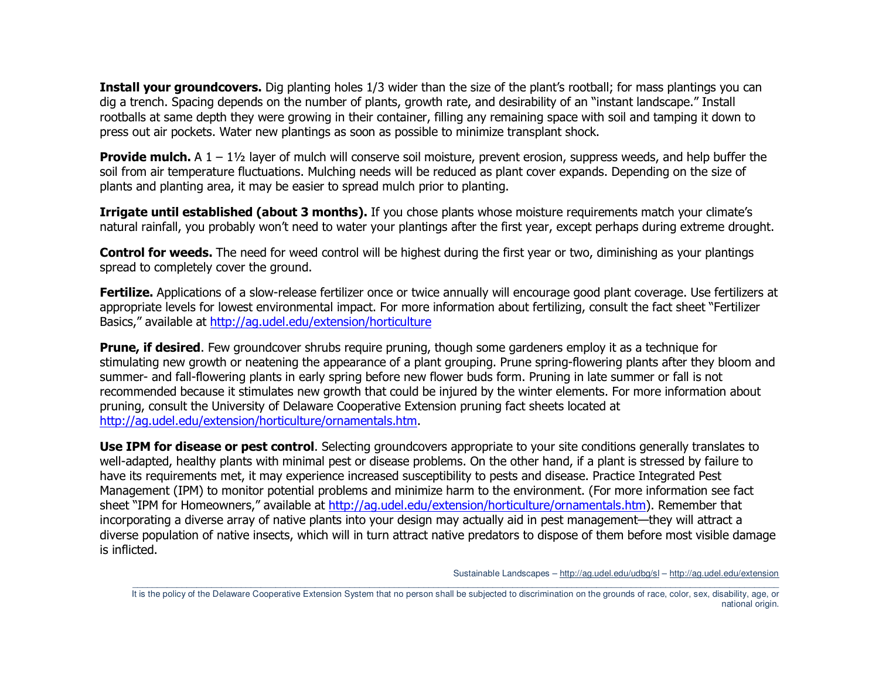**Install your groundcovers.** Dig planting holes 1/3 wider than the size of the plant's rootball; for mass plantings you can dig a trench. Spacing depends on the number of plants, growth rate, and desirability of an "instant landscape." Install rootballs at same depth they were growing in their container, filling any remaining space with soil and tamping it down to press out air pockets. Water new plantings as soon as possible to minimize transplant shock.

**Provide mulch.** A 1 – 1½ layer of mulch will conserve soil moisture, prevent erosion, suppress weeds, and help buffer the soil from air temperature fluctuations. Mulching needs will be reduced as plant cover expands. Depending on the size of plants and planting area, it may be easier to spread mulch prior to planting.

**Irrigate until established (about 3 months).** If you chose plants whose moisture requirements match your climate's natural rainfall, you probably won't need to water your plantings after the first year, except perhaps during extreme drought.

**Control for weeds.** The need for weed control will be highest during the first year or two, diminishing as your plantings spread to completely cover the ground.

**Fertilize.** Applications of a slow-release fertilizer once or twice annually will encourage good plant coverage. Use fertilizers at appropriate levels for lowest environmental impact. For more information about fertilizing, consult the fact sheet "Fertilizer Basics," available at http://ag.udel.edu/extension/horticulture

**Prune, if desired**. Few groundcover shrubs require pruning, though some gardeners employ it as a technique for stimulating new growth or neatening the appearance of a plant grouping. Prune spring-flowering plants after they bloom and summer- and fall-flowering plants in early spring before new flower buds form. Pruning in late summer or fall is not recommended because it stimulates new growth that could be injured by the winter elements. For more information about pruning, consult the University of Delaware Cooperative Extension pruning fact sheets located at http://ag.udel.edu/extension/horticulture/ornamentals.htm.

**Use IPM for disease or pest control**. Selecting groundcovers appropriate to your site conditions generally translates to well-adapted, healthy plants with minimal pest or disease problems. On the other hand, if a plant is stressed by failure to have its requirements met, it may experience increased susceptibility to pests and disease. Practice Integrated Pest Management (IPM) to monitor potential problems and minimize harm to the environment. (For more information see fact sheet "IPM for Homeowners," available at http://ag.udel.edu/extension/horticulture/ornamentals.htm). Remember that incorporating a diverse array of native plants into your design may actually aid in pest management—they will attract a diverse population of native insects, which will in turn attract native predators to dispose of them before most visible damage is inflicted.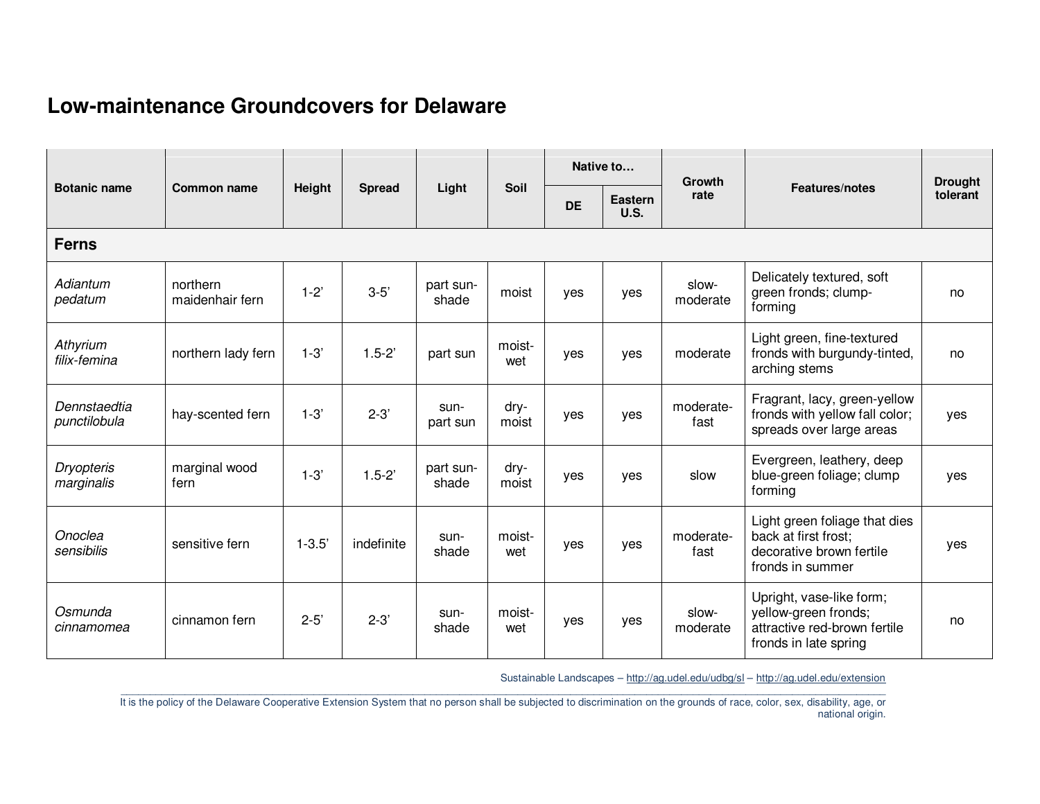# Low-maintenance Groundcovers for Delaware

| Botanic name | Common name | Height | Spread | Light | Soil | Native to… | | Growth rate | Features/notes | Drought tolerant |
|---|---|---|---|---|---|---|---|---|---|---|
| | | | | | | DE | Eastern U.S. | | | |
| **Ferns** | | | | | | | | | | |
| *Adiantum pedatum* | northern maidenhair fern | 1-2' | 3-5' | part sun-shade | moist | yes | yes | slow-moderate | Delicately textured, soft green fronds; clump-forming | no |
| *Athyrium filix-femina* | northern lady fern | 1-3' | 1.5-2' | part sun | moist-wet | yes | yes | moderate | Light green, fine-textured fronds with burgundy-tinted, arching stems | no |
| *Dennstaedtia punctilobula* | hay-scented fern | 1-3' | 2-3' | sun-part sun | dry-moist | yes | yes | moderate-fast | Fragrant, lacy, green-yellow fronds with yellow fall color; spreads over large areas | yes |
| *Dryopteris marginalis* | marginal wood fern | 1-3' | 1.5-2' | part sun-shade | dry-moist | yes | yes | slow | Evergreen, leathery, deep blue-green foliage; clump forming | yes |
| *Onoclea sensibilis* | sensitive fern | 1-3.5' | indefinite | sun-shade | moist-wet | yes | yes | moderate-fast | Light green foliage that dies back at first frost; decorative brown fertile fronds in summer | yes |
| *Osmunda cinnamomea* | cinnamon fern | 2-5' | 2-3' | sun-shade | moist-wet | yes | yes | slow-moderate | Upright, vase-like form; yellow-green fronds; attractive red-brown fertile fronds in late spring | no |

Sustainable Landscapes – http://ag.udel.edu/udbg/sl – http://ag.udel.edu/extension

It is the policy of the Delaware Cooperative Extension System that no person shall be subjected to discrimination on the grounds of race, color, sex, disability, age, or national origin.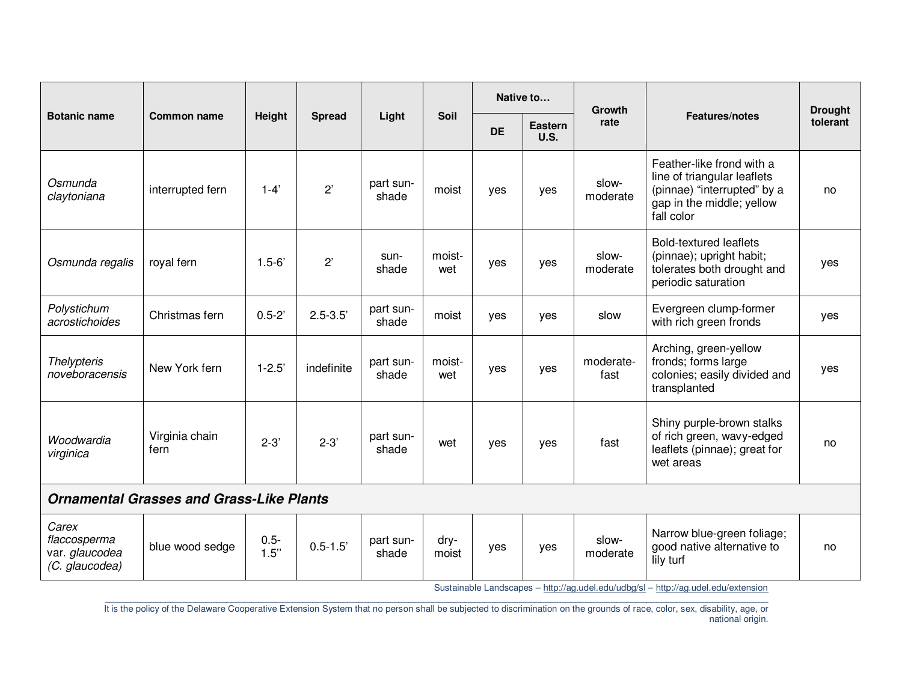| Botanic name | Common name | Height | Spread | Light | Soil | Native to… | | Growth rate | Features/notes | Drought tolerant |
|---|---|---|---|---|---|---|---|---|---|---|
| | | | | | | DE | Eastern U.S. | | | |
| *Osmunda claytoniana* | interrupted fern | 1-4’ | 2’ | part sun-shade | moist | yes | yes | slow-moderate | Feather-like frond with a line of triangular leaflets (pinnae) “interrupted” by a gap in the middle; yellow fall color | no |
| *Osmunda regalis* | royal fern | 1.5-6’ | 2’ | sun-shade | moist-wet | yes | yes | slow-moderate | Bold-textured leaflets (pinnae); upright habit; tolerates both drought and periodic saturation | yes |
| *Polystichum acrostichoides* | Christmas fern | 0.5-2’ | 2.5-3.5’ | part sun-shade | moist | yes | yes | slow | Evergreen clump-former with rich green fronds | yes |
| *Thelypteris noveboracensis* | New York fern | 1-2.5’ | indefinite | part sun-shade | moist-wet | yes | yes | moderate-fast | Arching, green-yellow fronds; forms large colonies; easily divided and transplanted | yes |
| *Woodwardia virginica* | Virginia chain fern | 2-3’ | 2-3’ | part sun-shade | wet | yes | yes | fast | Shiny purple-brown stalks of rich green, wavy-edged leaflets (pinnae); great for wet areas | no |
| ***Ornamental Grasses and Grass-Like Plants*** | | | | | | | | | | |
| *Carex flaccosperma* var. *glaucodea (C. glaucodea)* | blue wood sedge | 0.5-1.5’’ | 0.5-1.5’ | part sun-shade | dry-moist | yes | yes | slow-moderate | Narrow blue-green foliage; good native alternative to lily turf | no |

Sustainable Landscapes – http://ag.udel.edu/udbg/sl – http://ag.udel.edu/extension

It is the policy of the Delaware Cooperative Extension System that no person shall be subjected to discrimination on the grounds of race, color, sex, disability, age, or national origin.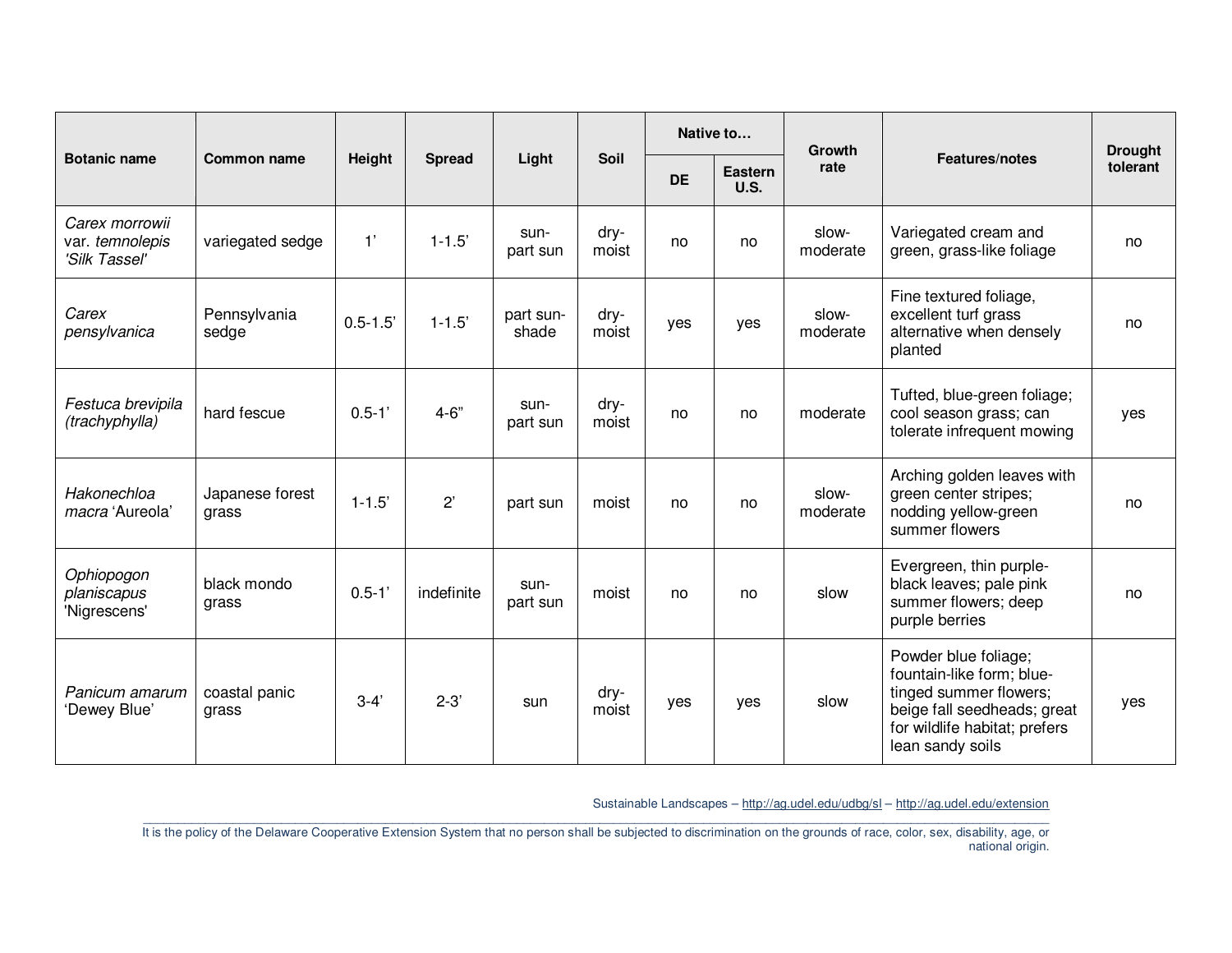| Botanic name | Common name | Height | Spread | Light | Soil | Native to… | | Growth rate | Features/notes | Drought tolerant |
|---|---|---|---|---|---|---|---|---|---|---|
| | | | | | | DE | Eastern U.S. | | | |
| *Carex morrowii* var. *temnolepis 'Silk Tassel'* | variegated sedge | 1' | 1-1.5' | sun-part sun | dry-moist | no | no | slow-moderate | Variegated cream and green, grass-like foliage | no |
| *Carex pensylvanica* | Pennsylvania sedge | 0.5-1.5' | 1-1.5' | part sun-shade | dry-moist | yes | yes | slow-moderate | Fine textured foliage, excellent turf grass alternative when densely planted | no |
| *Festuca brevipila (trachyphylla)* | hard fescue | 0.5-1' | 4-6" | sun-part sun | dry-moist | no | no | moderate | Tufted, blue-green foliage; cool season grass; can tolerate infrequent mowing | yes |
| *Hakonechloa macra* 'Aureola' | Japanese forest grass | 1-1.5' | 2' | part sun | moist | no | no | slow-moderate | Arching golden leaves with green center stripes; nodding yellow-green summer flowers | no |
| *Ophiopogon planiscapus* 'Nigrescens' | black mondo grass | 0.5-1' | indefinite | sun-part sun | moist | no | no | slow | Evergreen, thin purple-black leaves; pale pink summer flowers; deep purple berries | no |
| *Panicum amarum* 'Dewey Blue' | coastal panic grass | 3-4' | 2-3' | sun | dry-moist | yes | yes | slow | Powder blue foliage; fountain-like form; blue-tinged summer flowers; beige fall seedheads; great for wildlife habitat; prefers lean sandy soils | yes |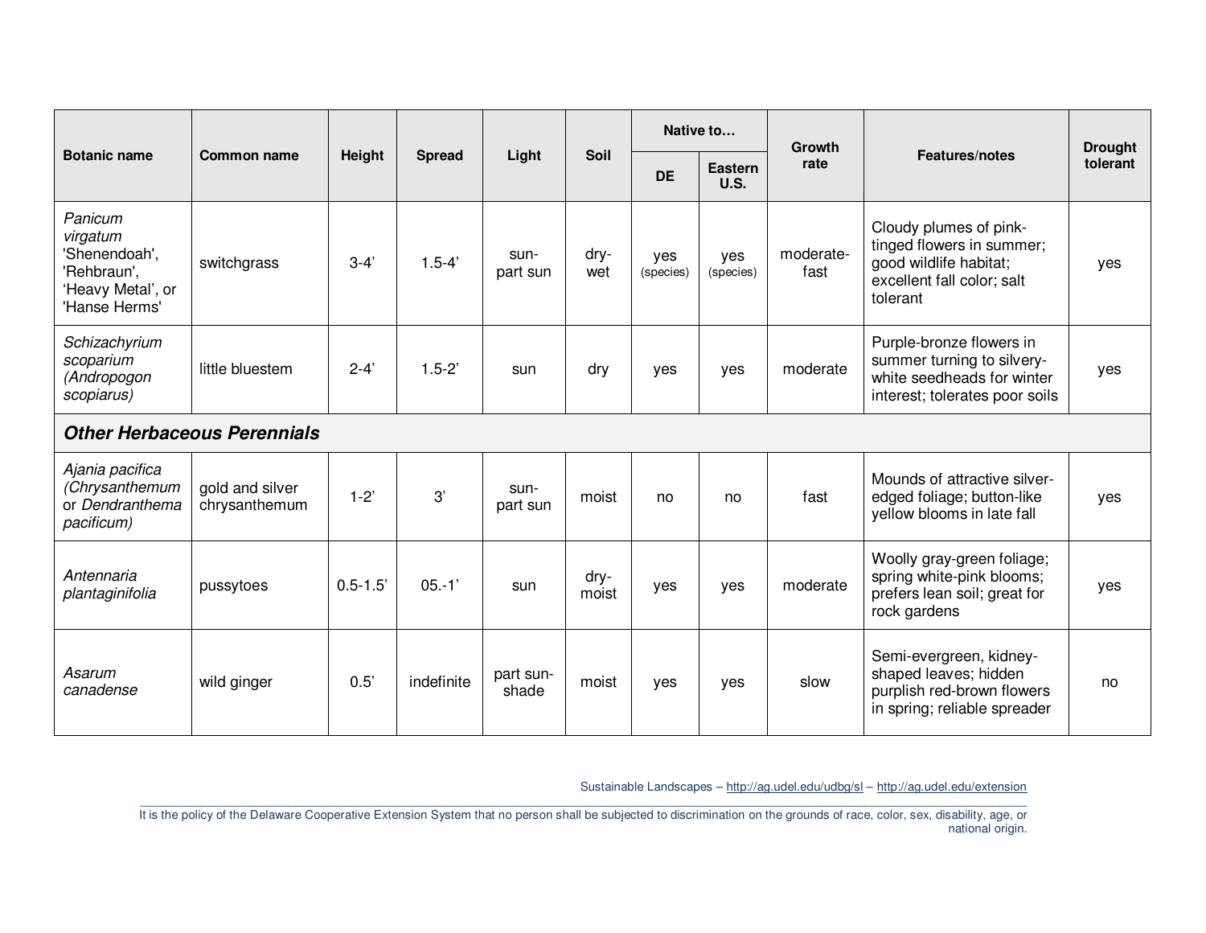| Botanic name | Common name | Height | Spread | Light | Soil | Native to… | | Growth rate | Features/notes | Drought tolerant |
|---|---|---|---|---|---|---|---|---|---|---|
| | | | | | | DE | Eastern U.S. | | | |
| *Panicum virgatum* 'Shenendoah', 'Rehbraun', 'Heavy Metal', or 'Hanse Herms' | switchgrass | 3-4' | 1.5-4' | sun-part sun | dry-wet | yes (species) | yes (species) | moderate-fast | Cloudy plumes of pink-tinged flowers in summer; good wildlife habitat; excellent fall color; salt tolerant | yes |
| *Schizachyrium scoparium (Andropogon scopiarus)* | little bluestem | 2-4' | 1.5-2' | sun | dry | yes | yes | moderate | Purple-bronze flowers in summer turning to silvery-white seedheads for winter interest; tolerates poor soils | yes |
| ***Other Herbaceous Perennials*** | | | | | | | | | | |
| *Ajania pacifica (Chrysanthemum* or *Dendranthema pacificum)* | gold and silver chrysanthemum | 1-2' | 3' | sun-part sun | moist | no | no | fast | Mounds of attractive silver-edged foliage; button-like yellow blooms in late fall | yes |
| *Antennaria plantaginifolia* | pussytoes | 0.5-1.5' | 05.-1' | sun | dry-moist | yes | yes | moderate | Woolly gray-green foliage; spring white-pink blooms; prefers lean soil; great for rock gardens | yes |
| *Asarum canadense* | wild ginger | 0.5' | indefinite | part sun-shade | moist | yes | yes | slow | Semi-evergreen, kidney-shaped leaves; hidden purplish red-brown flowers in spring; reliable spreader | no |

Sustainable Landscapes – http://ag.udel.edu/udbg/sl – http://ag.udel.edu/extension

It is the policy of the Delaware Cooperative Extension System that no person shall be subjected to discrimination on the grounds of race, color, sex, disability, age, or national origin.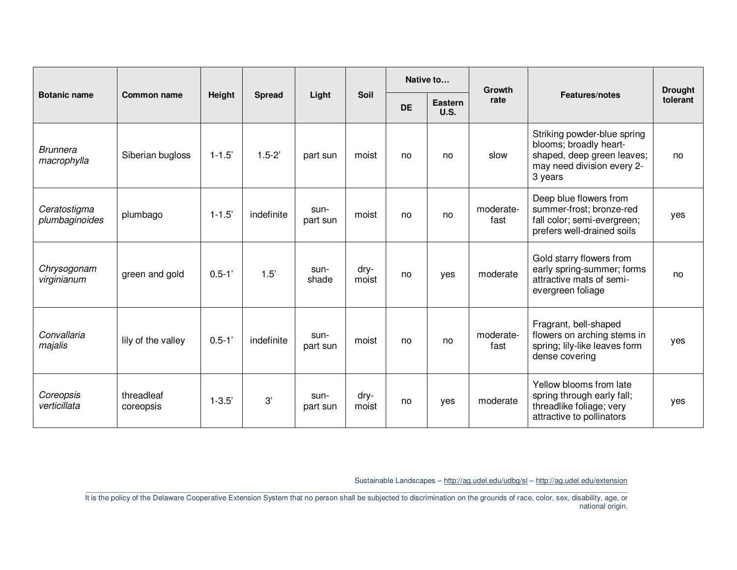| Botanic name | Common name | Height | Spread | Light | Soil | Native to… | | Growth rate | Features/notes | Drought tolerant |
|---|---|---|---|---|---|---|---|---|---|---|
| | | | | | | DE | Eastern U.S. | | | |
| *Brunnera macrophylla* | Siberian bugloss | 1-1.5’ | 1.5-2’ | part sun | moist | no | no | slow | Striking powder-blue spring blooms; broadly heart-shaped, deep green leaves; may need division every 2-3 years | no |
| *Ceratostigma plumbaginoides* | plumbago | 1-1.5’ | indefinite | sun-part sun | moist | no | no | moderate-fast | Deep blue flowers from summer-frost; bronze-red fall color; semi-evergreen; prefers well-drained soils | yes |
| *Chrysogonam virgianum* | green and gold | 0.5-1’ | 1.5’ | sun-shade | dry-moist | no | yes | moderate | Gold starry flowers from early spring-summer; forms attractive mats of semi-evergreen foliage | no |
| *Convallaria majalis* | lily of the valley | 0.5-1’ | indefinite | sun-part sun | moist | no | no | moderate-fast | Fragrant, bell-shaped flowers on arching stems in spring; lily-like leaves form dense covering | yes |
| *Coreopsis verticillata* | threadleaf coreopsis | 1-3.5’ | 3’ | sun-part sun | dry-moist | no | yes | moderate | Yellow blooms from late spring through early fall; threadlike foliage; very attractive to pollinators | yes |

Sustainable Landscapes – http://ag.udel.edu/udbg/sl – http://ag.udel.edu/extension

It is the policy of the Delaware Cooperative Extension System that no person shall be subjected to discrimination on the grounds of race, color, sex, disability, age, or national origin.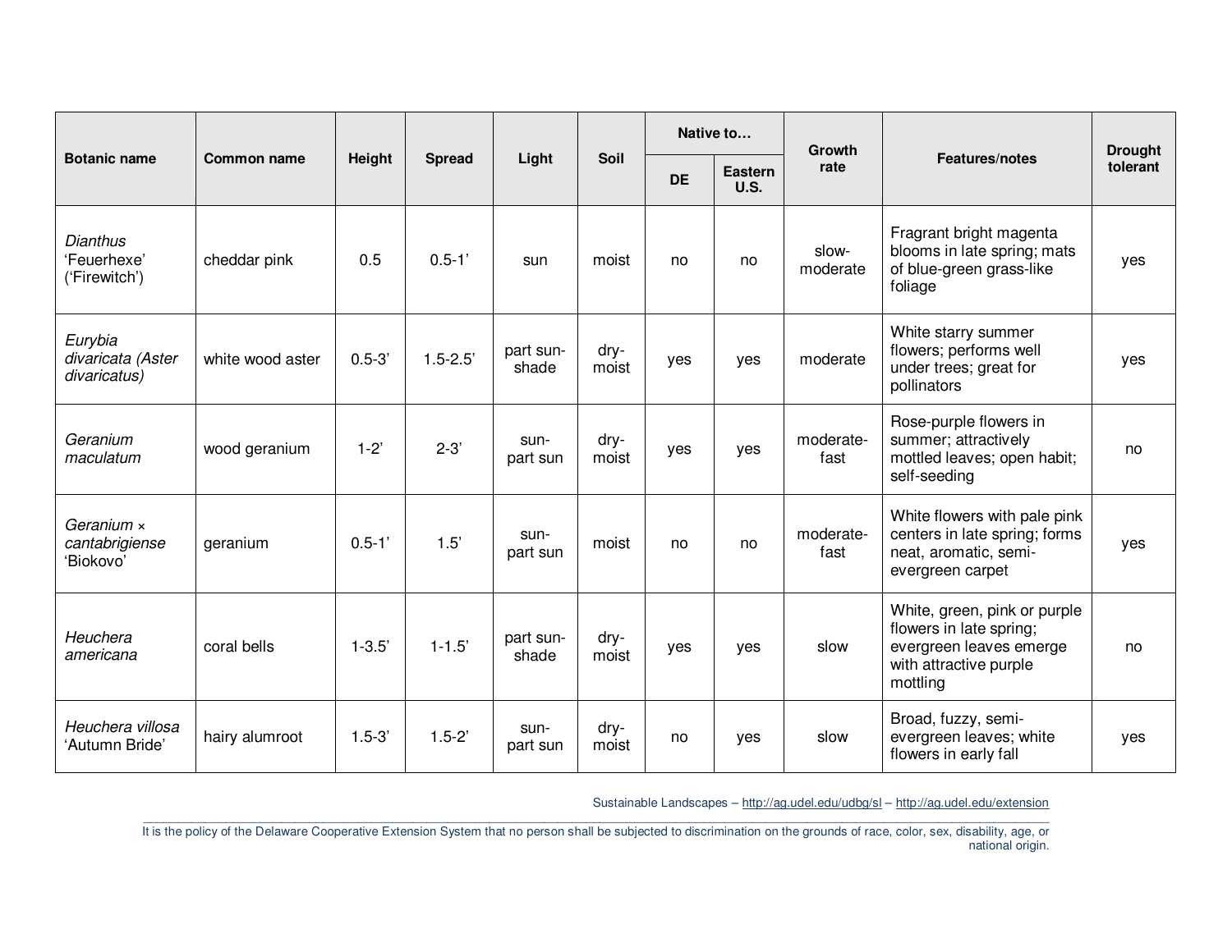| Botanic name | Common name | Height | Spread | Light | Soil | Native to… | | Growth rate | Features/notes | Drought tolerant |
|---|---|---|---|---|---|---|---|---|---|---|
| | | | | | | DE | Eastern U.S. | | | |
| *Dianthus* 'Feuerhexe' ('Firewitch') | cheddar pink | 0.5 | 0.5-1' | sun | moist | no | no | slow-moderate | Fragrant bright magenta blooms in late spring; mats of blue-green grass-like foliage | yes |
| *Eurybia divaricata (Aster divaricatus)* | white wood aster | 0.5-3' | 1.5-2.5' | part sun-shade | dry-moist | yes | yes | moderate | White starry summer flowers; performs well under trees; great for pollinators | yes |
| *Geranium maculatum* | wood geranium | 1-2' | 2-3' | sun-part sun | dry-moist | yes | yes | moderate-fast | Rose-purple flowers in summer; attractively mottled leaves; open habit; self-seeding | no |
| *Geranium* × *cantabrigiense* 'Biokovo' | geranium | 0.5-1' | 1.5' | sun-part sun | moist | no | no | moderate-fast | White flowers with pale pink centers in late spring; forms neat, aromatic, semi-evergreen carpet | yes |
| *Heuchera americana* | coral bells | 1-3.5' | 1-1.5' | part sun-shade | dry-moist | yes | yes | slow | White, green, pink or purple flowers in late spring; evergreen leaves emerge with attractive purple mottling | no |
| *Heuchera villosa* 'Autumn Bride' | hairy alumroot | 1.5-3' | 1.5-2' | sun-part sun | dry-moist | no | yes | slow | Broad, fuzzy, semi-evergreen leaves; white flowers in early fall | yes |

Sustainable Landscapes – http://ag.udel.edu/udbg/sl – http://ag.udel.edu/extension

It is the policy of the Delaware Cooperative Extension System that no person shall be subjected to discrimination on the grounds of race, color, sex, disability, age, or national origin.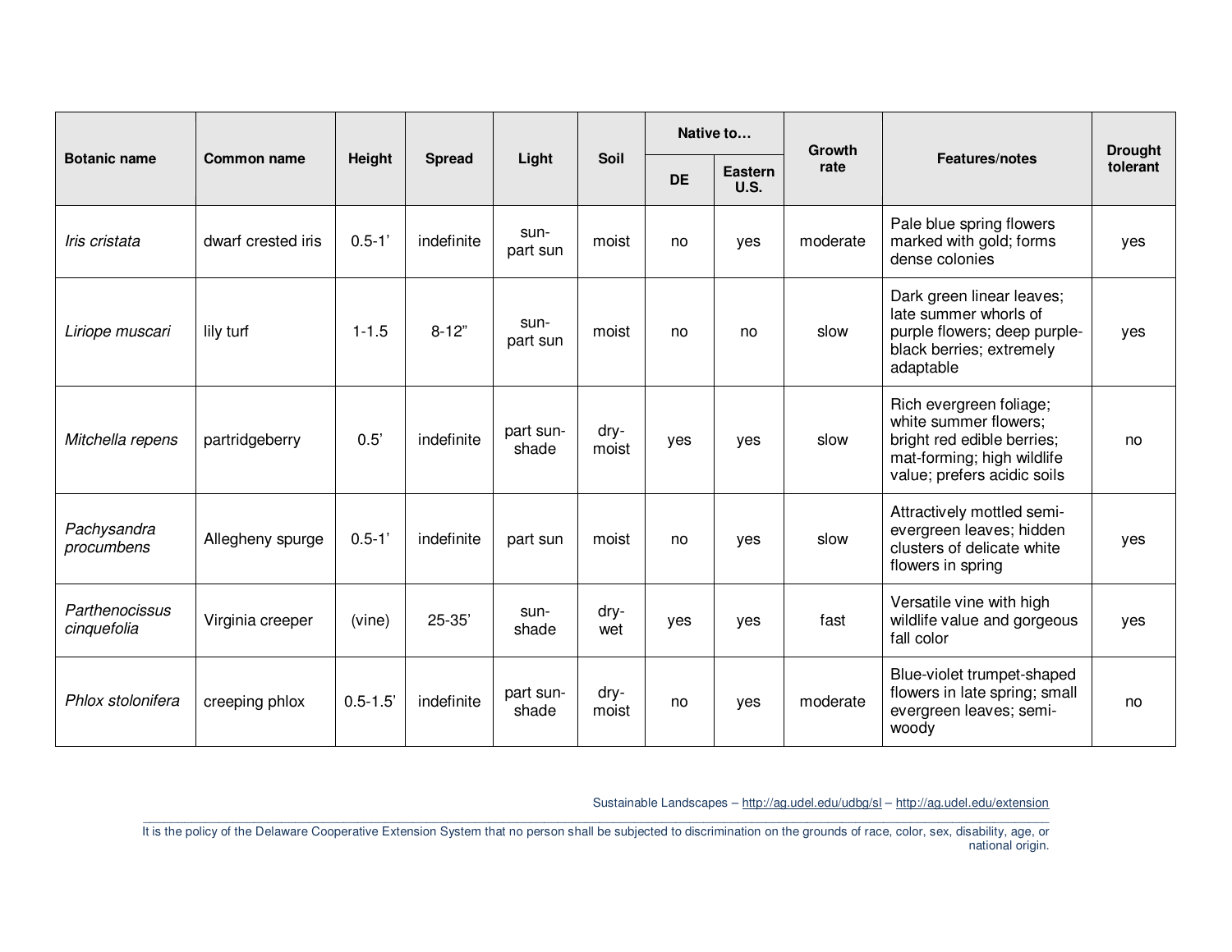| Botanic name | Common name | Height | Spread | Light | Soil | Native to… | | Growth rate | Features/notes | Drought tolerant |
|---|---|---|---|---|---|---|---|---|---|---|
| | | | | | | DE | Eastern U.S. | | | |
| *Iris cristata* | dwarf crested iris | 0.5-1' | indefinite | sun-part sun | moist | no | yes | moderate | Pale blue spring flowers marked with gold; forms dense colonies | yes |
| *Liriope muscari* | lily turf | 1-1.5 | 8-12" | sun-part sun | moist | no | no | slow | Dark green linear leaves; late summer whorls of purple flowers; deep purple-black berries; extremely adaptable | yes |
| *Mitchella repens* | partridgeberry | 0.5' | indefinite | part sun-shade | dry-moist | yes | yes | slow | Rich evergreen foliage; white summer flowers; bright red edible berries; mat-forming; high wildlife value; prefers acidic soils | no |
| *Pachysandra procumbens* | Allegheny spurge | 0.5-1' | indefinite | part sun | moist | no | yes | slow | Attractively mottled semi-evergreen leaves; hidden clusters of delicate white flowers in spring | yes |
| *Parthenocissus cinquefolia* | Virginia creeper | (vine) | 25-35' | sun-shade | dry-wet | yes | yes | fast | Versatile vine with high wildlife value and gorgeous fall color | yes |
| *Phlox stolonifera* | creeping phlox | 0.5-1.5' | indefinite | part sun-shade | dry-moist | no | yes | moderate | Blue-violet trumpet-shaped flowers in late spring; small evergreen leaves; semi-woody | no |

Sustainable Landscapes – http://ag.udel.edu/udbg/sl – http://ag.udel.edu/extension

It is the policy of the Delaware Cooperative Extension System that no person shall be subjected to discrimination on the grounds of race, color, sex, disability, age, or national origin.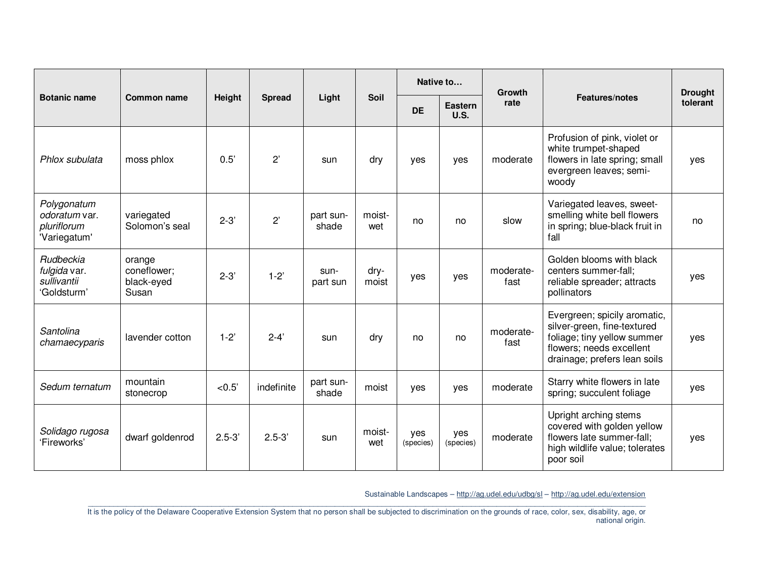| Botanic name | Common name | Height | Spread | Light | Soil | Native to… | | Growth rate | Features/notes | Drought tolerant |
|---|---|---|---|---|---|---|---|---|---|---|
| | | | | | | DE | Eastern U.S. | | | |
| *Phlox subulata* | moss phlox | 0.5’ | 2’ | sun | dry | yes | yes | moderate | Profusion of pink, violet or white trumpet-shaped flowers in late spring; small evergreen leaves; semi-woody | yes |
| *Polygonatum odoratum* var. *pluriflorum* 'Variegatum' | variegated Solomon’s seal | 2-3’ | 2’ | part sun-shade | moist-wet | no | no | slow | Variegated leaves, sweet-smelling white bell flowers in spring; blue-black fruit in fall | no |
| *Rudbeckia fulgida* var. *sullivantii* ‘Goldsturm’ | orange coneflower; black-eyed Susan | 2-3’ | 1-2’ | sun-part sun | dry-moist | yes | yes | moderate-fast | Golden blooms with black centers summer-fall; reliable spreader; attracts pollinators | yes |
| *Santolina chamaecyparis* | lavender cotton | 1-2’ | 2-4’ | sun | dry | no | no | moderate-fast | Evergreen; spicily aromatic, silver-green, fine-textured foliage; tiny yellow summer flowers; needs excellent drainage; prefers lean soils | yes |
| *Sedum ternatum* | mountain stonecrop | <0.5’ | indefinite | part sun-shade | moist | yes | yes | moderate | Starry white flowers in late spring; succulent foliage | yes |
| *Solidago rugosa* ‘Fireworks’ | dwarf goldenrod | 2.5-3’ | 2.5-3’ | sun | moist-wet | yes (species) | yes (species) | moderate | Upright arching stems covered with golden yellow flowers late summer-fall; high wildlife value; tolerates poor soil | yes |

Sustainable Landscapes – http://ag.udel.edu/udbg/sl – http://ag.udel.edu/extension

It is the policy of the Delaware Cooperative Extension System that no person shall be subjected to discrimination on the grounds of race, color, sex, disability, age, or national origin.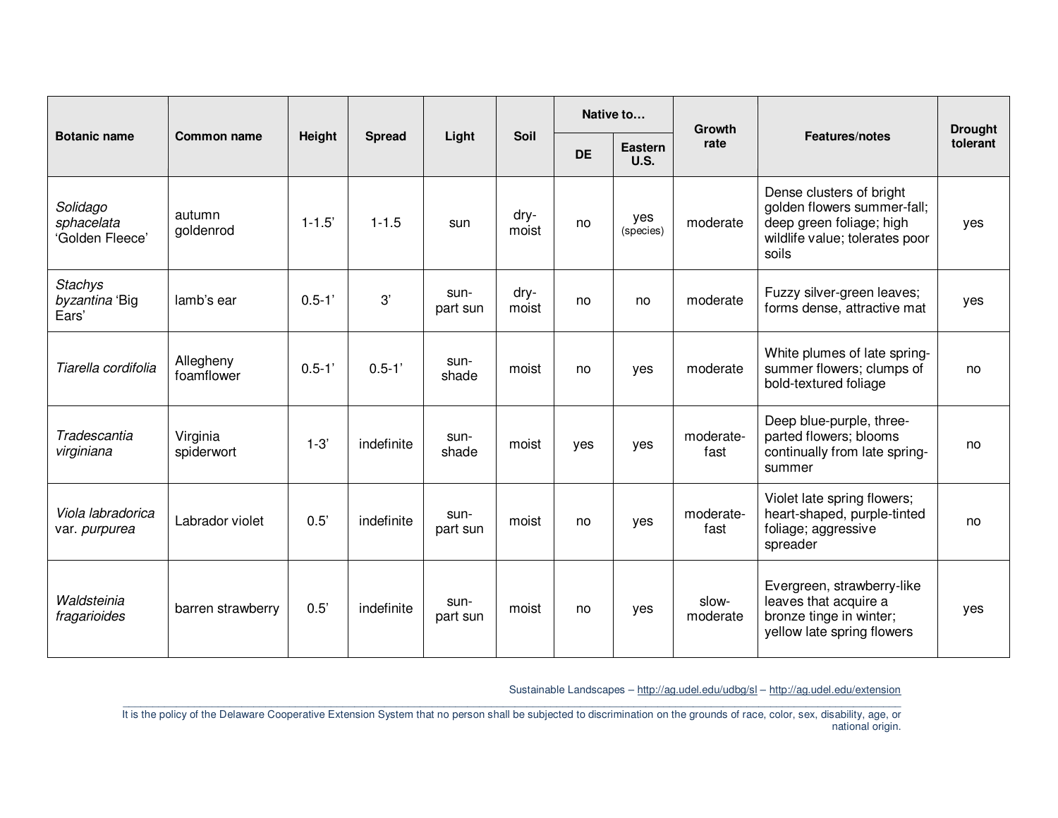| Botanic name | Common name | Height | Spread | Light | Soil | Native to… | | Growth rate | Features/notes | Drought tolerant |
|---|---|---|---|---|---|---|---|---|---|---|
| | | | | | | DE | Eastern U.S. | | | |
| *Solidago sphacelata* ‘Golden Fleece’ | autumn goldenrod | 1-1.5’ | 1-1.5 | sun | dry-moist | no | yes (species) | moderate | Dense clusters of bright golden flowers summer-fall; deep green foliage; high wildlife value; tolerates poor soils | yes |
| *Stachys byzantina* ‘Big Ears’ | lamb’s ear | 0.5-1’ | 3’ | sun-part sun | dry-moist | no | no | moderate | Fuzzy silver-green leaves; forms dense, attractive mat | yes |
| *Tiarella cordifolia* | Allegheny foamflower | 0.5-1’ | 0.5-1’ | sun-shade | moist | no | yes | moderate | White plumes of late spring-summer flowers; clumps of bold-textured foliage | no |
| *Tradescantia virginiana* | Virginia spiderwort | 1-3’ | indefinite | sun-shade | moist | yes | yes | moderate-fast | Deep blue-purple, three-parted flowers; blooms continually from late spring-summer | no |
| *Viola labradorica* var. *purpurea* | Labrador violet | 0.5’ | indefinite | sun-part sun | moist | no | yes | moderate-fast | Violet late spring flowers; heart-shaped, purple-tinted foliage; aggressive spreader | no |
| *Waldsteinia fragarioides* | barren strawberry | 0.5’ | indefinite | sun-part sun | moist | no | yes | slow-moderate | Evergreen, strawberry-like leaves that acquire a bronze tinge in winter; yellow late spring flowers | yes |

Sustainable Landscapes – http://ag.udel.edu/udbg/sl – http://ag.udel.edu/extension

It is the policy of the Delaware Cooperative Extension System that no person shall be subjected to discrimination on the grounds of race, color, sex, disability, age, or national origin.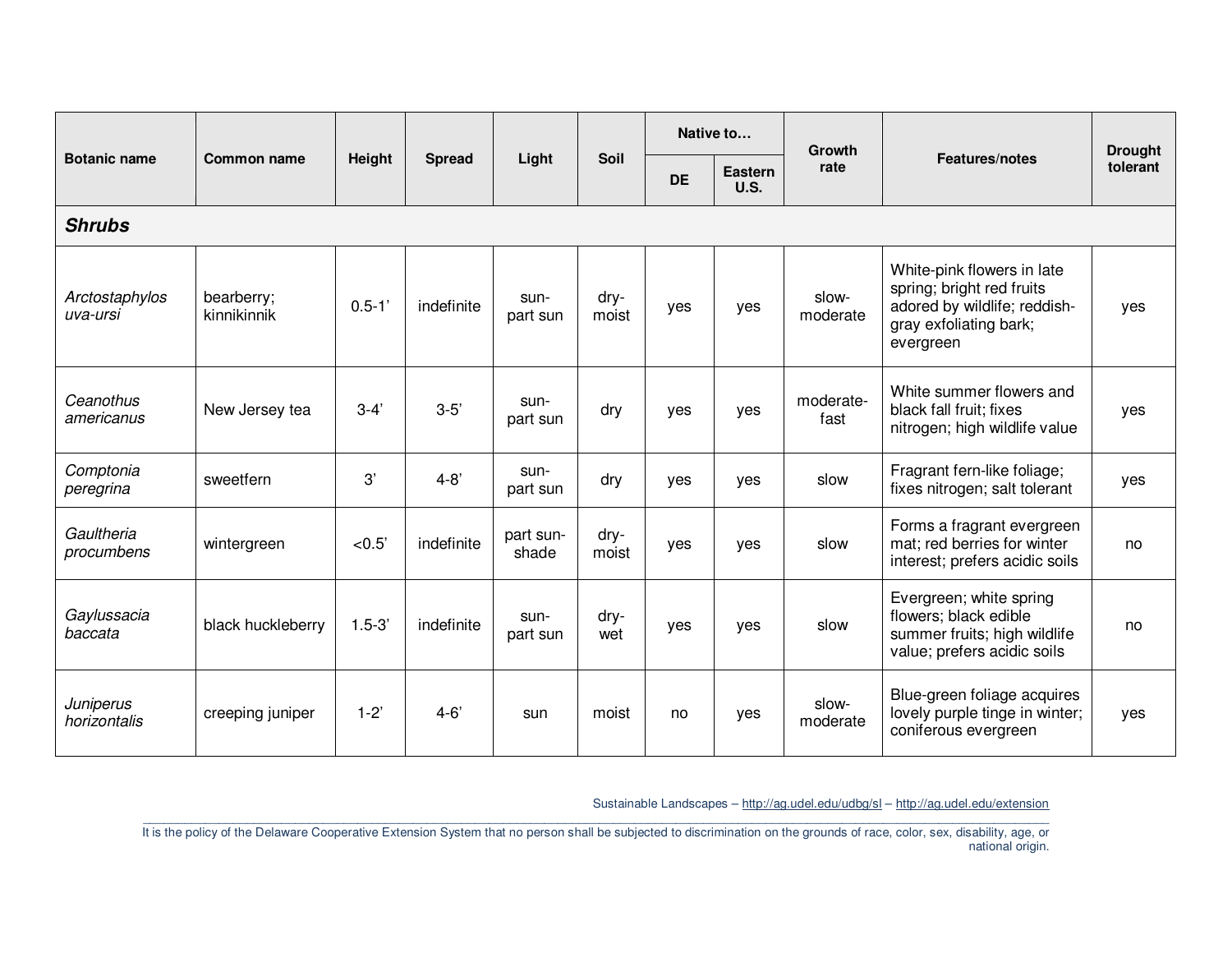| Botanic name | Common name | Height | Spread | Light | Soil | Native to… | | Growth rate | Features/notes | Drought tolerant |
|---|---|---|---|---|---|---|---|---|---|---|
| | | | | | | DE | Eastern U.S. | | | |
| ***Shrubs*** | | | | | | | | | | |
| *Arctostaphylos uva-ursi* | bearberry; kinnikinnik | 0.5-1' | indefinite | sun-part sun | dry-moist | yes | yes | slow-moderate | White-pink flowers in late spring; bright red fruits adored by wildlife; reddish-gray exfoliating bark; evergreen | yes |
| *Ceanothus americanus* | New Jersey tea | 3-4' | 3-5' | sun-part sun | dry | yes | yes | moderate-fast | White summer flowers and black fall fruit; fixes nitrogen; high wildlife value | yes |
| *Comptonia peregrina* | sweetfern | 3' | 4-8' | sun-part sun | dry | yes | yes | slow | Fragrant fern-like foliage; fixes nitrogen; salt tolerant | yes |
| *Gaultheria procumbens* | wintergreen | <0.5' | indefinite | part sun-shade | dry-moist | yes | yes | slow | Forms a fragrant evergreen mat; red berries for winter interest; prefers acidic soils | no |
| *Gaylussacia baccata* | black huckleberry | 1.5-3' | indefinite | sun-part sun | dry-wet | yes | yes | slow | Evergreen; white spring flowers; black edible summer fruits; high wildlife value; prefers acidic soils | no |
| *Juniperus horizontalis* | creeping juniper | 1-2' | 4-6' | sun | moist | no | yes | slow-moderate | Blue-green foliage acquires lovely purple tinge in winter; coniferous evergreen | yes |

Sustainable Landscapes – http://ag.udel.edu/udbg/sl – http://ag.udel.edu/extension

It is the policy of the Delaware Cooperative Extension System that no person shall be subjected to discrimination on the grounds of race, color, sex, disability, age, or national origin.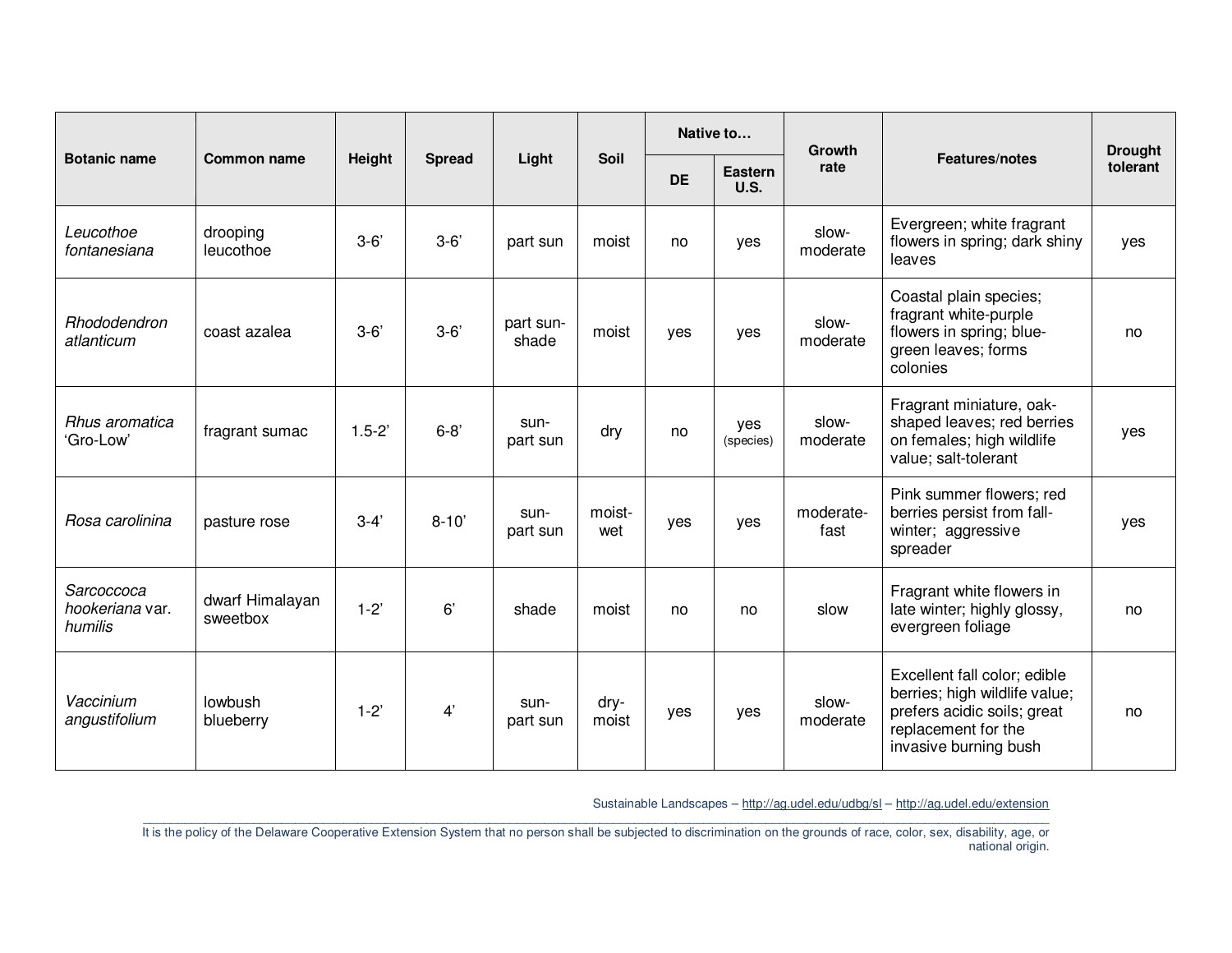| Botanic name | Common name | Height | Spread | Light | Soil | Native to… | | Growth rate | Features/notes | Drought tolerant |
|---|---|---|---|---|---|---|---|---|---|---|
| | | | | | | DE | Eastern U.S. | | | |
| *Leucothoe fontanesiana* | drooping leucothoe | 3-6' | 3-6' | part sun | moist | no | yes | slow-moderate | Evergreen; white fragrant flowers in spring; dark shiny leaves | yes |
| *Rhododendron atlanticum* | coast azalea | 3-6' | 3-6' | part sun-shade | moist | yes | yes | slow-moderate | Coastal plain species; fragrant white-purple flowers in spring; blue-green leaves; forms colonies | no |
| *Rhus aromatica* 'Gro-Low' | fragrant sumac | 1.5-2' | 6-8' | sun-part sun | dry | no | yes (species) | slow-moderate | Fragrant miniature, oak-shaped leaves; red berries on females; high wildlife value; salt-tolerant | yes |
| *Rosa carolinina* | pasture rose | 3-4' | 8-10' | sun-part sun | moist-wet | yes | yes | moderate-fast | Pink summer flowers; red berries persist from fall-winter; aggressive spreader | yes |
| *Sarcoccoca hookeriana* var. *humilis* | dwarf Himalayan sweetbox | 1-2' | 6' | shade | moist | no | no | slow | Fragrant white flowers in late winter; highly glossy, evergreen foliage | no |
| *Vaccinium angustifolium* | lowbush blueberry | 1-2' | 4' | sun-part sun | dry-moist | yes | yes | slow-moderate | Excellent fall color; edible berries; high wildlife value; prefers acidic soils; great replacement for the invasive burning bush | no |

Sustainable Landscapes – http://ag.udel.edu/udbg/sl – http://ag.udel.edu/extension

It is the policy of the Delaware Cooperative Extension System that no person shall be subjected to discrimination on the grounds of race, color, sex, disability, age, or national origin.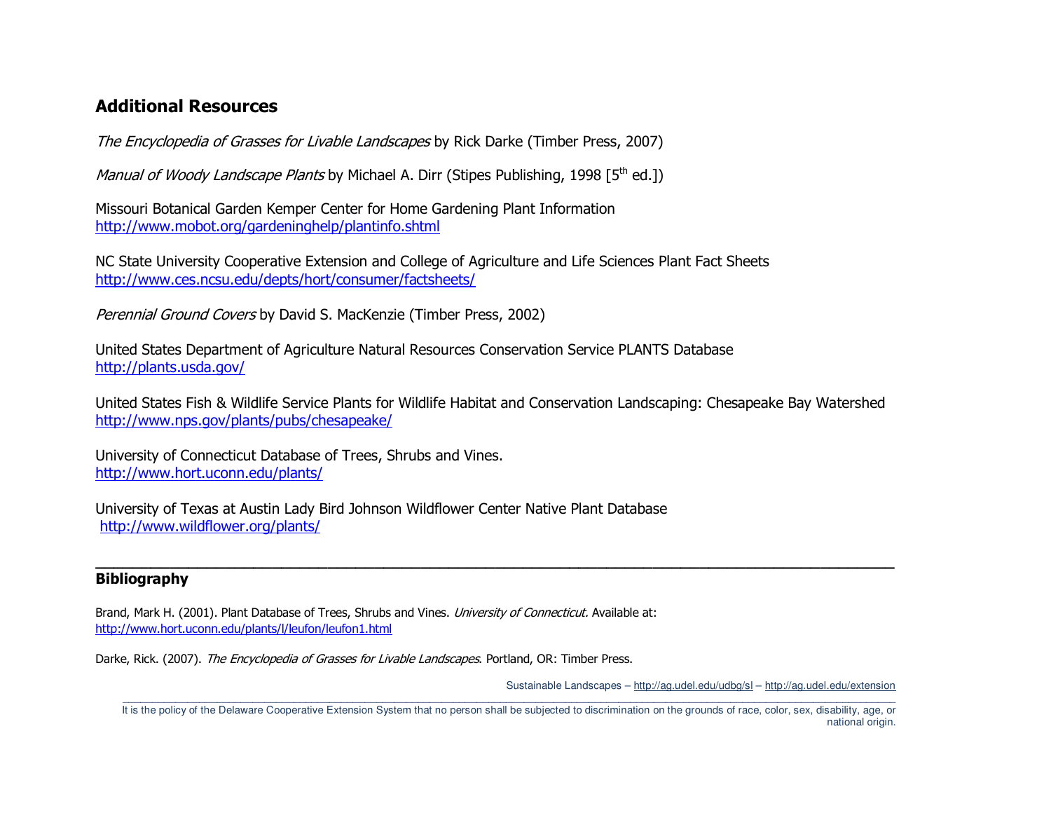## Additional Resources

*The Encyclopedia of Grasses for Livable Landscapes* by Rick Darke (Timber Press, 2007)

*Manual of Woody Landscape Plants* by Michael A. Dirr (Stipes Publishing, 1998 [5th ed.])

Missouri Botanical Garden Kemper Center for Home Gardening Plant Information
http://www.mobot.org/gardeninghelp/plantinfo.shtml

NC State University Cooperative Extension and College of Agriculture and Life Sciences Plant Fact Sheets
http://www.ces.ncsu.edu/depts/hort/consumer/factsheets/

*Perennial Ground Covers* by David S. MacKenzie (Timber Press, 2002)

United States Department of Agriculture Natural Resources Conservation Service PLANTS Database
http://plants.usda.gov/

United States Fish & Wildlife Service Plants for Wildlife Habitat and Conservation Landscaping: Chesapeake Bay Watershed
http://www.nps.gov/plants/pubs/chesapeake/

University of Connecticut Database of Trees, Shrubs and Vines.
http://www.hort.uconn.edu/plants/

University of Texas at Austin Lady Bird Johnson Wildflower Center Native Plant Database
http://www.wildflower.org/plants/

---

## Bibliography

Brand, Mark H. (2001). Plant Database of Trees, Shrubs and Vines. *University of Connecticut.* Available at: http://www.hort.uconn.edu/plants/l/leufon/leufon1.html

Darke, Rick. (2007). *The Encyclopedia of Grasses for Livable Landscapes*. Portland, OR: Timber Press.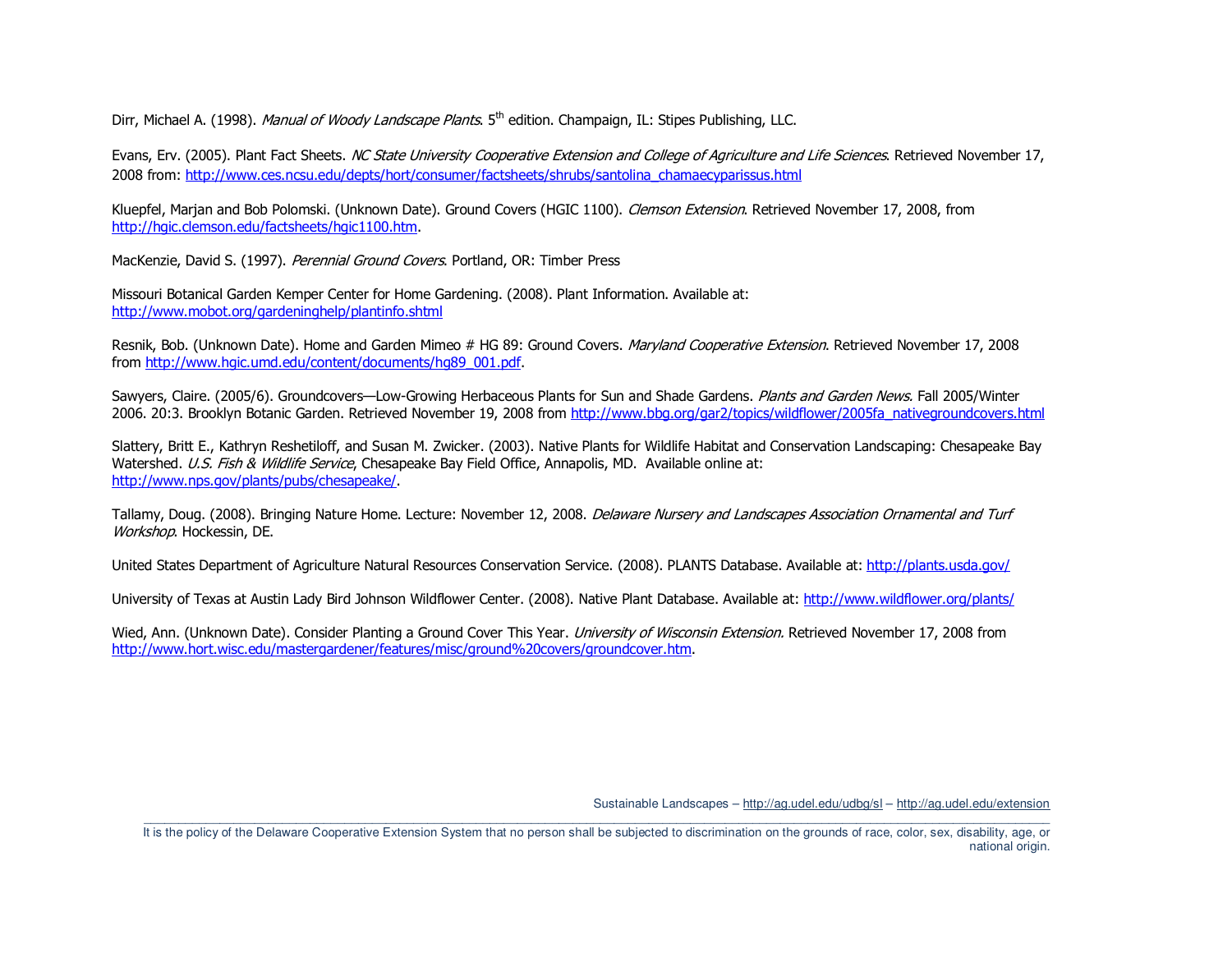Dirr, Michael A. (1998). *Manual of Woody Landscape Plants*. 5th edition. Champaign, IL: Stipes Publishing, LLC.

Evans, Erv. (2005). Plant Fact Sheets. *NC State University Cooperative Extension and College of Agriculture and Life Sciences*. Retrieved November 17, 2008 from: http://www.ces.ncsu.edu/depts/hort/consumer/factsheets/shrubs/santolina_chamaecyparissus.html

Kluepfel, Marjan and Bob Polomski. (Unknown Date). Ground Covers (HGIC 1100). *Clemson Extension*. Retrieved November 17, 2008, from http://hgic.clemson.edu/factsheets/hgic1100.htm.

MacKenzie, David S. (1997). *Perennial Ground Covers*. Portland, OR: Timber Press

Missouri Botanical Garden Kemper Center for Home Gardening. (2008). Plant Information. Available at: http://www.mobot.org/gardeninghelp/plantinfo.shtml

Resnik, Bob. (Unknown Date). Home and Garden Mimeo # HG 89: Ground Covers. *Maryland Cooperative Extension*. Retrieved November 17, 2008 from http://www.hgic.umd.edu/content/documents/hg89_001.pdf.

Sawyers, Claire. (2005/6). Groundcovers—Low-Growing Herbaceous Plants for Sun and Shade Gardens. *Plants and Garden News.* Fall 2005/Winter 2006. 20:3. Brooklyn Botanic Garden. Retrieved November 19, 2008 from http://www.bbg.org/gar2/topics/wildflower/2005fa_nativegroundcovers.html

Slattery, Britt E., Kathryn Reshetiloff, and Susan M. Zwicker. (2003). Native Plants for Wildlife Habitat and Conservation Landscaping: Chesapeake Bay Watershed. *U.S. Fish & Wildlife Service*, Chesapeake Bay Field Office, Annapolis, MD. Available online at: http://www.nps.gov/plants/pubs/chesapeake/.

Tallamy, Doug. (2008). Bringing Nature Home. Lecture: November 12, 2008. *Delaware Nursery and Landscapes Association Ornamental and Turf Workshop*. Hockessin, DE.

United States Department of Agriculture Natural Resources Conservation Service. (2008). PLANTS Database. Available at: http://plants.usda.gov/

University of Texas at Austin Lady Bird Johnson Wildflower Center. (2008). Native Plant Database. Available at: http://www.wildflower.org/plants/

Wied, Ann. (Unknown Date). Consider Planting a Ground Cover This Year. *University of Wisconsin Extension.* Retrieved November 17, 2008 from http://www.hort.wisc.edu/mastergardener/features/misc/ground%20covers/groundcover.htm.

Sustainable Landscapes – http://ag.udel.edu/udbg/sl – http://ag.udel.edu/extension

It is the policy of the Delaware Cooperative Extension System that no person shall be subjected to discrimination on the grounds of race, color, sex, disability, age, or national origin.